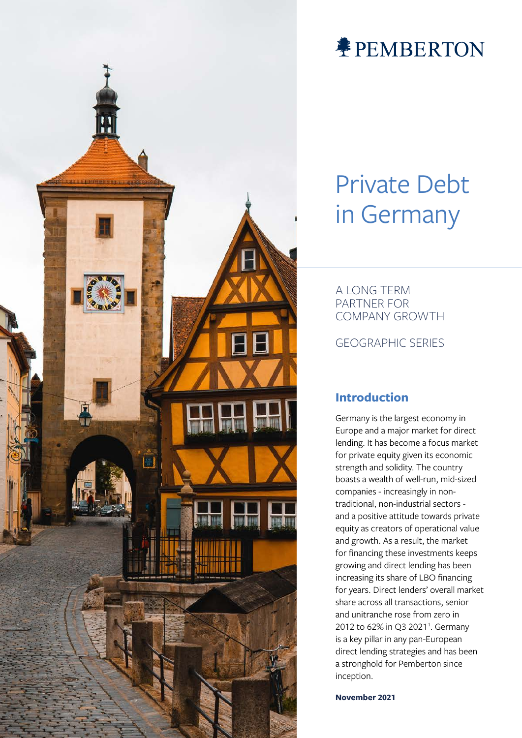PEMBERTON

# Private Debt in Germany

A LONG-TERM PARTNER FOR COMPANY GROWTH

GEOGRAPHIC SERIES

## Introduction

Germany is the largest economy in Europe and a major market for direct lending. It has become a focus market for private equity given its economic strength and solidity. The country boasts a wealth of well-run, mid-sized companies - increasingly in non-traditional, non-industrial sectors - and a positive attitude towards private equity as creators of operational value and growth. As a result, the market for financing these investments keeps growing and direct lending has been increasing its share of LBO financing for years. Direct lenders' overall market share across all transactions, senior and unitranche rose from zero in 2012 to 62% in Q3 2021[1]. Germany is a key pillar in any pan-European direct lending strategies and has been a stronghold for Pemberton since inception.

**November 2021**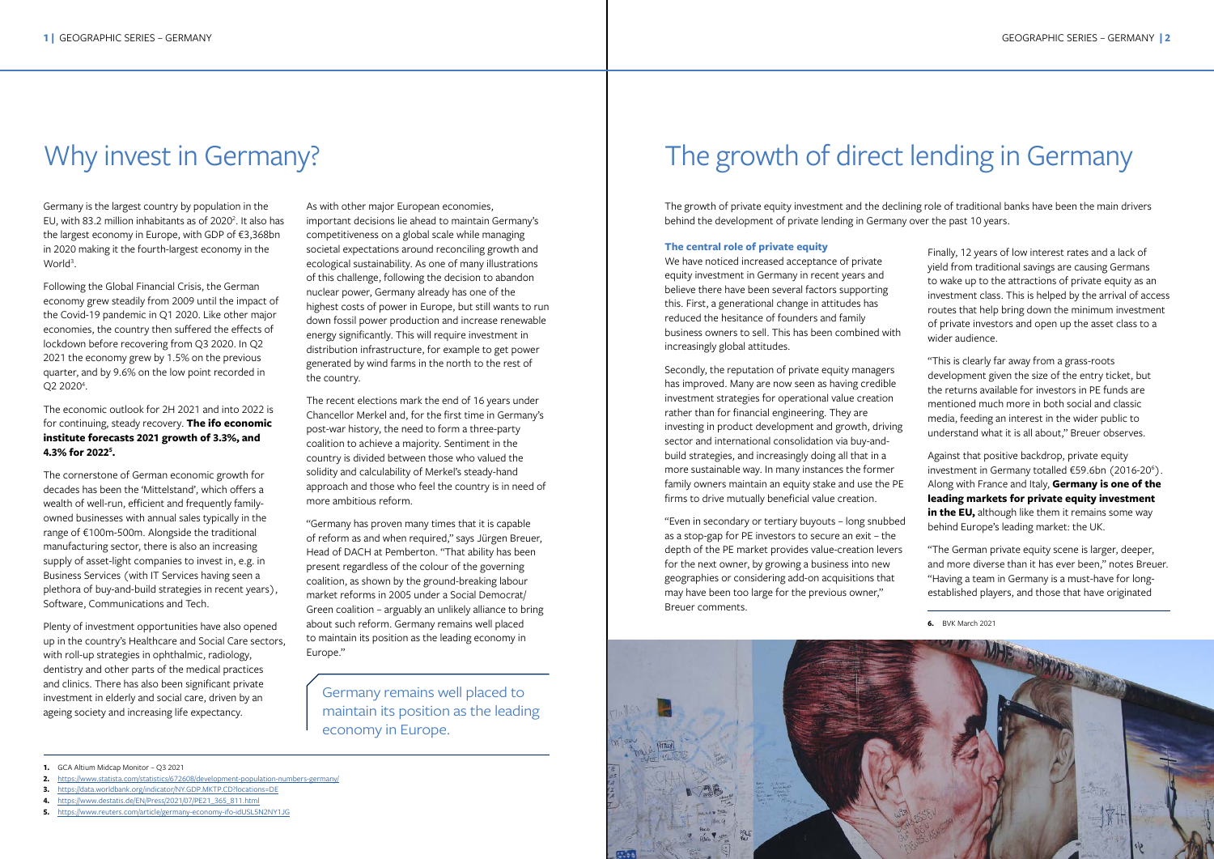# Why invest in Germany?

Germany is the largest country by population in the EU, with 83.2 million inhabitants as of 2020[2]. It also has the largest economy in Europe, with GDP of €3,368bn in 2020 making it the fourth-largest economy in the World[3].

Following the Global Financial Crisis, the German economy grew steadily from 2009 until the impact of the Covid-19 pandemic in Q1 2020. Like other major economies, the country then suffered the effects of lockdown before recovering from Q3 2020. In Q2 2021 the economy grew by 1.5% on the previous quarter, and by 9.6% on the low point recorded in Q2 2020[4].

The economic outlook for 2H 2021 and into 2022 is for continuing, steady recovery. **The ifo economic institute forecasts 2021 growth of 3.3%, and 4.3% for 2022[5].**

The cornerstone of German economic growth for decades has been the 'Mittelstand', which offers a wealth of well-run, efficient and frequently family-owned businesses with annual sales typically in the range of €100m-500m. Alongside the traditional manufacturing sector, there is also an increasing supply of asset-light companies to invest in, e.g. in Business Services (with IT Services having seen a plethora of buy-and-build strategies in recent years), Software, Communications and Tech.

Plenty of investment opportunities have also opened up in the country's Healthcare and Social Care sectors, with roll-up strategies in ophthalmic, radiology, dentistry and other parts of the medical practices and clinics. There has also been significant private investment in elderly and social care, driven by an ageing society and increasing life expectancy.

As with other major European economies, important decisions lie ahead to maintain Germany's competitiveness on a global scale while managing societal expectations around reconciling growth and ecological sustainability. As one of many illustrations of this challenge, following the decision to abandon nuclear power, Germany already has one of the highest costs of power in Europe, but still wants to run down fossil power production and increase renewable energy significantly. This will require investment in distribution infrastructure, for example to get power generated by wind farms in the north to the rest of the country.

The recent elections mark the end of 16 years under Chancellor Merkel and, for the first time in Germany's post-war history, the need to form a three-party coalition to achieve a majority. Sentiment in the country is divided between those who valued the solidity and calculability of Merkel's steady-hand approach and those who feel the country is in need of more ambitious reform.

"Germany has proven many times that it is capable of reform as and when required," says Jürgen Breuer, Head of DACH at Pemberton. "That ability has been present regardless of the colour of the governing coalition, as shown by the ground-breaking labour market reforms in 2005 under a Social Democrat/ Green coalition – arguably an unlikely alliance to bring about such reform. Germany remains well placed to maintain its position as the leading economy in Europe."

> Germany remains well placed to maintain its position as the leading economy in Europe.

1. GCA Altium Midcap Monitor – Q3 2021
2. https://www.statista.com/statistics/672608/development-population-numbers-germany/
3. https://data.worldbank.org/indicator/NY.GDP.MKTP.CD?locations=DE
4. https://www.destatis.de/EN/Press/2021/07/PE21_365_811.html
5. https://www.reuters.com/article/germany-economy-ifo-idUSL5N2NY1JG

# The growth of direct lending in Germany

The growth of private equity investment and the declining role of traditional banks have been the main drivers behind the development of private lending in Germany over the past 10 years.

### The central role of private equity

We have noticed increased acceptance of private equity investment in Germany in recent years and believe there have been several factors supporting this. First, a generational change in attitudes has reduced the hesitance of founders and family business owners to sell. This has been combined with increasingly global attitudes.

Secondly, the reputation of private equity managers has improved. Many are now seen as having credible investment strategies for operational value creation rather than for financial engineering. They are investing in product development and growth, driving sector and international consolidation via buy-and-build strategies, and increasingly doing all that in a more sustainable way. In many instances the former family owners maintain an equity stake and use the PE firms to drive mutually beneficial value creation.

"Even in secondary or tertiary buyouts – long snubbed as a stop-gap for PE investors to secure an exit – the depth of the PE market provides value-creation levers for the next owner, by growing a business into new geographies or considering add-on acquisitions that may have been too large for the previous owner," Breuer comments.

Finally, 12 years of low interest rates and a lack of yield from traditional savings are causing Germans to wake up to the attractions of private equity as an investment class. This is helped by the arrival of access routes that help bring down the minimum investment of private investors and open up the asset class to a wider audience.

"This is clearly far away from a grass-roots development given the size of the entry ticket, but the returns available for investors in PE funds are mentioned much more in both social and classic media, feeding an interest in the wider public to understand what it is all about," Breuer observes.

Against that positive backdrop, private equity investment in Germany totalled €59.6bn (2016-20[6]). Along with France and Italy, **Germany is one of the leading markets for private equity investment in the EU,** although like them it remains some way behind Europe's leading market: the UK.

"The German private equity scene is larger, deeper, and more diverse than it has ever been," notes Breuer. "Having a team in Germany is a must-have for long-established players, and those that have originated

6. BVK March 2021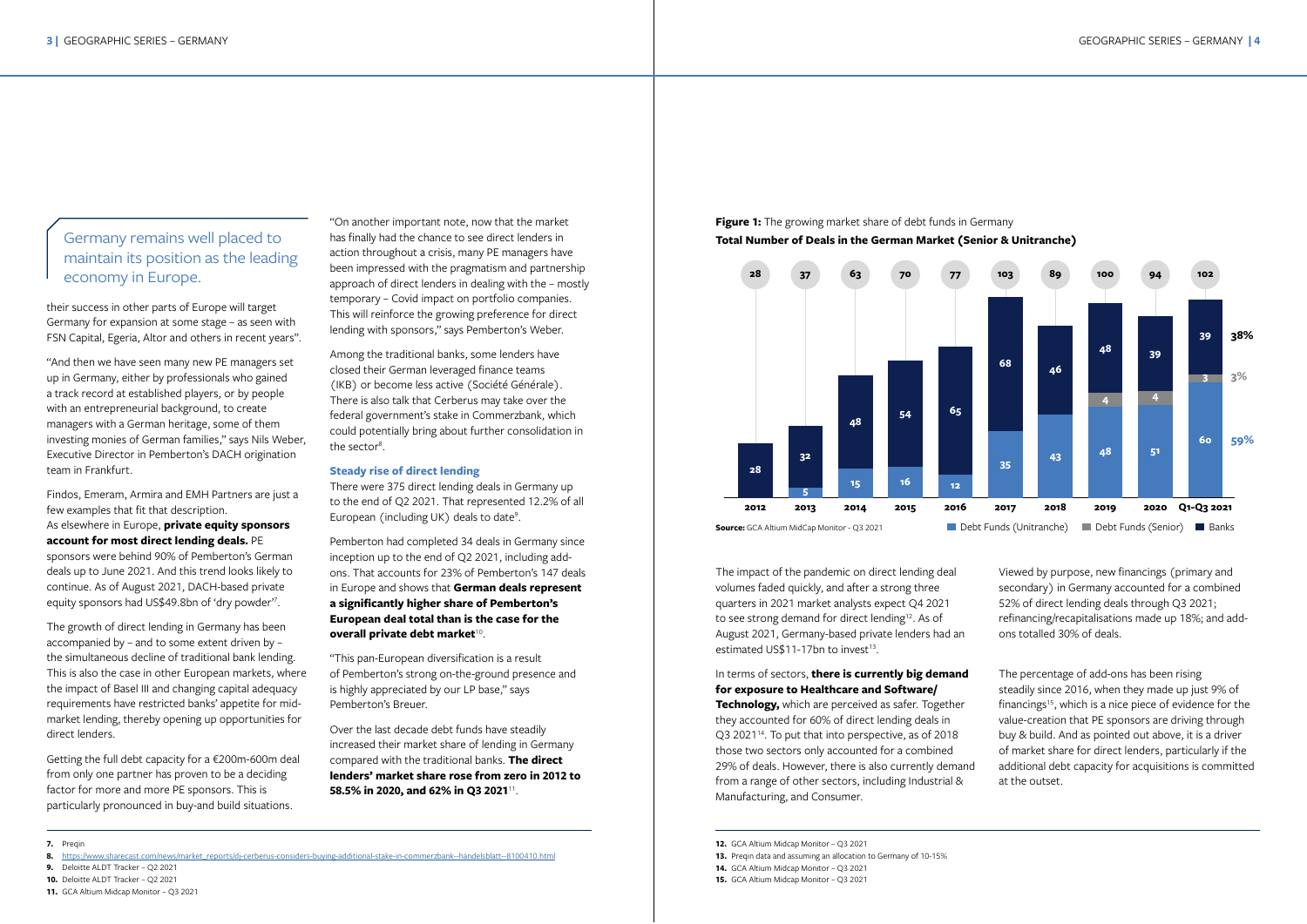> Germany remains well placed to maintain its position as the leading economy in Europe.

their success in other parts of Europe will target Germany for expansion at some stage – as seen with FSN Capital, Egeria, Altor and others in recent years".

"And then we have seen many new PE managers set up in Germany, either by professionals who gained a track record at established players, or by people with an entrepreneurial background, to create managers with a German heritage, some of them investing monies of German families," says Nils Weber, Executive Director in Pemberton's DACH origination team in Frankfurt.

Findos, Emeram, Armira and EMH Partners are just a few examples that fit that description.

As elsewhere in Europe, **private equity sponsors account for most direct lending deals.** PE sponsors were behind 90% of Pemberton's German deals up to June 2021. And this trend looks likely to continue. As of August 2021, DACH-based private equity sponsors had US$49.8bn of 'dry powder'[7].

The growth of direct lending in Germany has been accompanied by – and to some extent driven by – the simultaneous decline of traditional bank lending. This is also the case in other European markets, where the impact of Basel III and changing capital adequacy requirements have restricted banks' appetite for mid-market lending, thereby opening up opportunities for direct lenders.

Getting the full debt capacity for a €200m-600m deal from only one partner has proven to be a deciding factor for more and more PE sponsors. This is particularly pronounced in buy-and build situations.

"On another important note, now that the market has finally had the chance to see direct lenders in action throughout a crisis, many PE managers have been impressed with the pragmatism and partnership approach of direct lenders in dealing with the – mostly temporary – Covid impact on portfolio companies. This will reinforce the growing preference for direct lending with sponsors," says Pemberton's Weber.

Among the traditional banks, some lenders have closed their German leveraged finance teams (IKB) or become less active (Société Générale). There is also talk that Cerberus may take over the federal government's stake in Commerzbank, which could potentially bring about further consolidation in the sector[8].

### Steady rise of direct lending

There were 375 direct lending deals in Germany up to the end of Q2 2021. That represented 12.2% of all European (including UK) deals to date[9].

Pemberton had completed 34 deals in Germany since inception up to the end of Q2 2021, including add-ons. That accounts for 23% of Pemberton's 147 deals in Europe and shows that **German deals represent a significantly higher share of Pemberton's European deal total than is the case for the overall private debt market**[10].

"This pan-European diversification is a result of Pemberton's strong on-the-ground presence and is highly appreciated by our LP base," says Pemberton's Breuer.

Over the last decade debt funds have steadily increased their market share of lending in Germany compared with the traditional banks. **The direct lenders' market share rose from zero in 2012 to 58.5% in 2020, and 62% in Q3 2021**[11].

**Figure 1:** The growing market share of debt funds in Germany

**Total Number of Deals in the German Market (Senior & Unitranche)**

| Year | Total | Debt Funds (Unitranche) | Debt Funds (Senior) | Banks |
|---|---|---|---|---|
| 2012 | 28 | | | 28 |
| 2013 | 37 | 5 | | 32 |
| 2014 | 63 | 15 | | 48 |
| 2015 | 70 | 16 | | 54 |
| 2016 | 77 | 12 | | 65 |
| 2017 | 103 | 35 | | 68 |
| 2018 | 89 | 43 | | 46 |
| 2019 | 100 | 48 | 4 | 48 |
| 2020 | 94 | 51 | 4 | 39 |
| Q1-Q3 2021 | 102 | 60 (59%) | 3 (3%) | 39 (38%) |

**Source:** GCA Altium MidCap Monitor - Q3 2021

The impact of the pandemic on direct lending deal volumes faded quickly, and after a strong three quarters in 2021 market analysts expect Q4 2021 to see strong demand for direct lending[12]. As of August 2021, Germany-based private lenders had an estimated US$11-17bn to invest[13].

In terms of sectors, **there is currently big demand for exposure to Healthcare and Software/Technology,** which are perceived as safer. Together they accounted for 60% of direct lending deals in Q3 2021[14]. To put that into perspective, as of 2018 those two sectors only accounted for a combined 29% of deals. However, there is also currently demand from a range of other sectors, including Industrial & Manufacturing, and Consumer.

Viewed by purpose, new financings (primary and secondary) in Germany accounted for a combined 52% of direct lending deals through Q3 2021; refinancing/recapitalisations made up 18%; and add-ons totalled 30% of deals.

The percentage of add-ons has been rising steadily since 2016, when they made up just 9% of financings[15], which is a nice piece of evidence for the value-creation that PE sponsors are driving through buy & build. And as pointed out above, it is a driver of market share for direct lenders, particularly if the additional debt capacity for acquisitions is committed at the outset.

---

7. Preqin
8. https://www.sharecast.com/news/market_reports/dj-cerberus-considers-buying-additional-stake-in-commerzbank--handelsblatt--8100410.html
9. Deloitte ALDT Tracker – Q2 2021
10. Deloitte ALDT Tracker – Q2 2021
11. GCA Altium Midcap Monitor – Q3 2021
12. GCA Altium Midcap Monitor – Q3 2021
13. Preqin data and assuming an allocation to Germany of 10-15%
14. GCA Altium Midcap Monitor – Q3 2021
15. GCA Altium Midcap Monitor – Q3 2021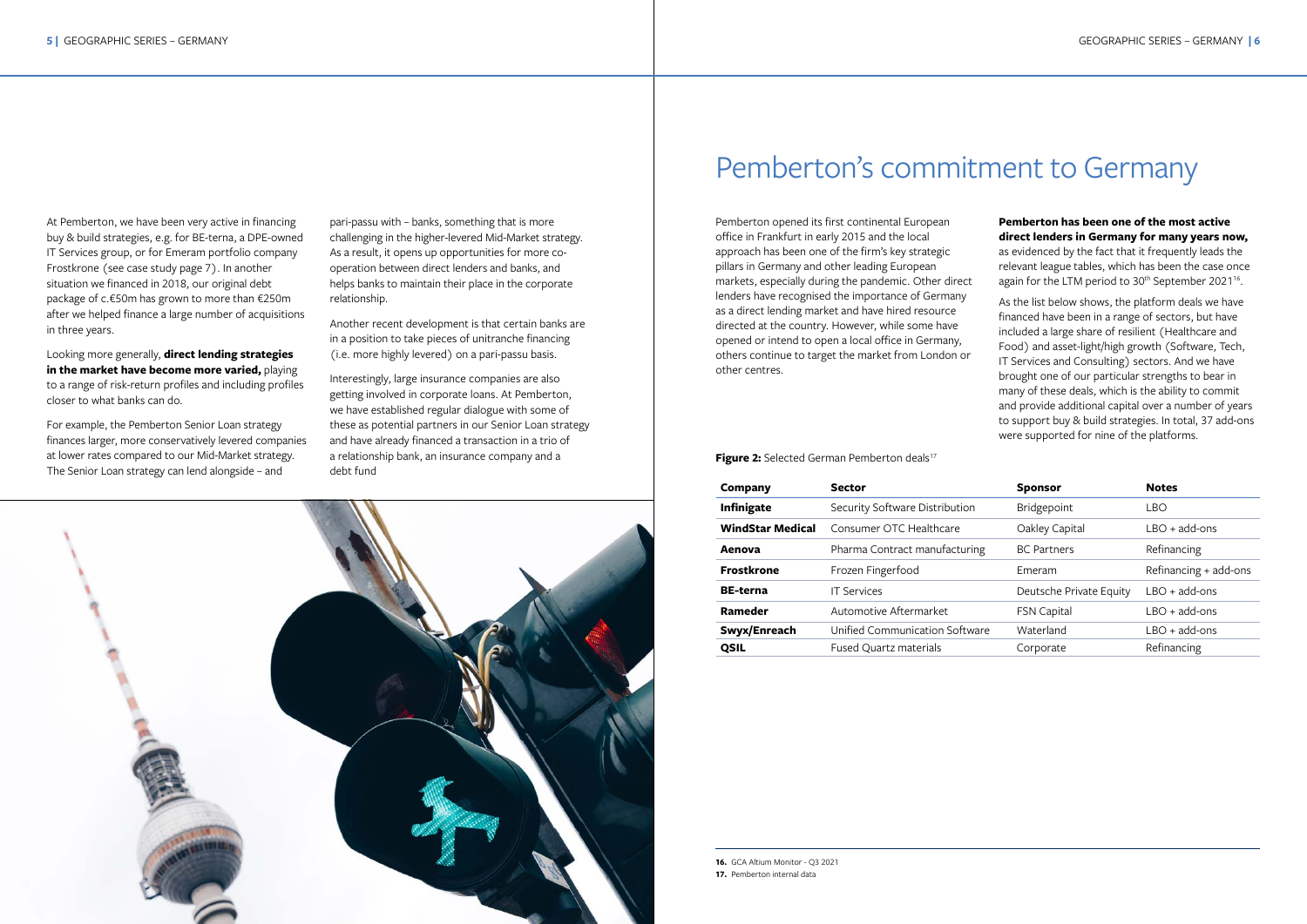At Pemberton, we have been very active in financing buy & build strategies, e.g. for BE-terna, a DPE-owned IT Services group, or for Emeram portfolio company Frostkrone (see case study page 7). In another situation we financed in 2018, our original debt package of c.€50m has grown to more than €250m after we helped finance a large number of acquisitions in three years.

Looking more generally, **direct lending strategies in the market have become more varied,** playing to a range of risk-return profiles and including profiles closer to what banks can do.

For example, the Pemberton Senior Loan strategy finances larger, more conservatively levered companies at lower rates compared to our Mid-Market strategy. The Senior Loan strategy can lend alongside – and pari-passu with – banks, something that is more challenging in the higher-levered Mid-Market strategy. As a result, it opens up opportunities for more co-operation between direct lenders and banks, and helps banks to maintain their place in the corporate relationship.

Another recent development is that certain banks are in a position to take pieces of unitranche financing (i.e. more highly levered) on a pari-passu basis.

Interestingly, large insurance companies are also getting involved in corporate loans. At Pemberton, we have established regular dialogue with some of these as potential partners in our Senior Loan strategy and have already financed a transaction in a trio of a relationship bank, an insurance company and a debt fund

# Pemberton's commitment to Germany

Pemberton opened its first continental European office in Frankfurt in early 2015 and the local approach has been one of the firm's key strategic pillars in Germany and other leading European markets, especially during the pandemic. Other direct lenders have recognised the importance of Germany as a direct lending market and have hired resource directed at the country. However, while some have opened or intend to open a local office in Germany, others continue to target the market from London or other centres.

**Pemberton has been one of the most active direct lenders in Germany for many years now,** as evidenced by the fact that it frequently leads the relevant league tables, which has been the case once again for the LTM period to 30th September 2021[16].

As the list below shows, the platform deals we have financed have been in a range of sectors, but have included a large share of resilient (Healthcare and Food) and asset-light/high growth (Software, Tech, IT Services and Consulting) sectors. And we have brought one of our particular strengths to bear in many of these deals, which is the ability to commit and provide additional capital over a number of years to support buy & build strategies. In total, 37 add-ons were supported for nine of the platforms.

**Figure 2:** Selected German Pemberton deals[17]

| Company | Sector | Sponsor | Notes |
|---|---|---|---|
| **Infinigate** | Security Software Distribution | Bridgepoint | LBO |
| **WindStar Medical** | Consumer OTC Healthcare | Oakley Capital | LBO + add-ons |
| **Aenova** | Pharma Contract manufacturing | BC Partners | Refinancing |
| **Frostkrone** | Frozen Fingerfood | Emeram | Refinancing + add-ons |
| **BE-terna** | IT Services | Deutsche Private Equity | LBO + add-ons |
| **Rameder** | Automotive Aftermarket | FSN Capital | LBO + add-ons |
| **Swyx/Enreach** | Unified Communication Software | Waterland | LBO + add-ons |
| **QSIL** | Fused Quartz materials | Corporate | Refinancing |

**16.** GCA Altium Monitor - Q3 2021

**17.** Pemberton internal data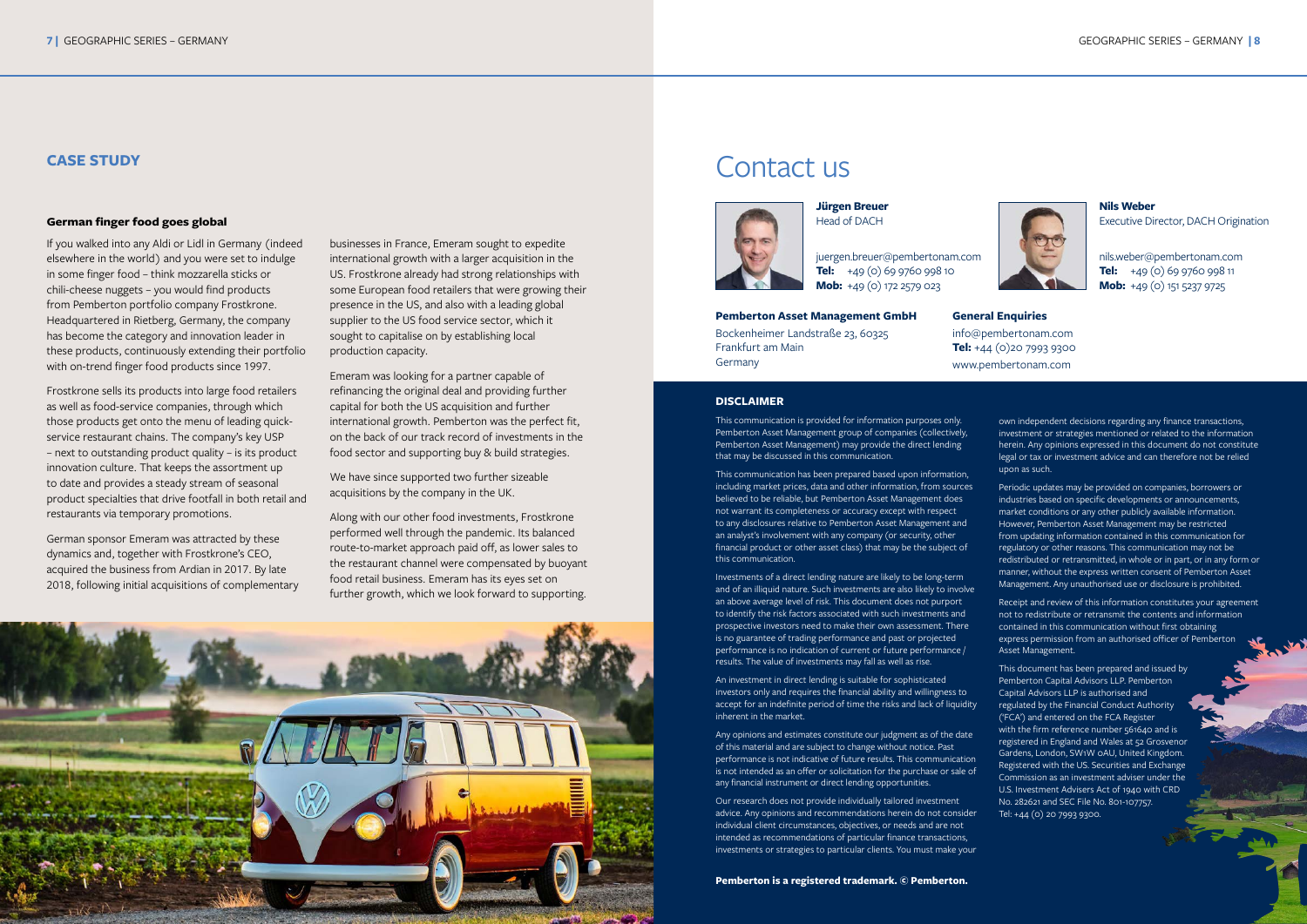## CASE STUDY

### German finger food goes global

If you walked into any Aldi or Lidl in Germany (indeed elsewhere in the world) and you were set to indulge in some finger food – think mozzarella sticks or chili-cheese nuggets – you would find products from Pemberton portfolio company Frostkrone. Headquartered in Rietberg, Germany, the company has become the category and innovation leader in these products, continuously extending their portfolio with on-trend finger food products since 1997.

Frostkrone sells its products into large food retailers as well as food-service companies, through which those products get onto the menu of leading quick-service restaurant chains. The company's key USP – next to outstanding product quality – is its product innovation culture. That keeps the assortment up to date and provides a steady stream of seasonal product specialties that drive footfall in both retail and restaurants via temporary promotions.

German sponsor Emeram was attracted by these dynamics and, together with Frostkrone's CEO, acquired the business from Ardian in 2017. By late 2018, following initial acquisitions of complementary businesses in France, Emeram sought to expedite international growth with a larger acquisition in the US. Frostkrone already had strong relationships with some European food retailers that were growing their presence in the US, and also with a leading global supplier to the US food service sector, which it sought to capitalise on by establishing local production capacity.

Emeram was looking for a partner capable of refinancing the original deal and providing further capital for both the US acquisition and further international growth. Pemberton was the perfect fit, on the back of our track record of investments in the food sector and supporting buy & build strategies.

We have since supported two further sizeable acquisitions by the company in the UK.

Along with our other food investments, Frostkrone performed well through the pandemic. Its balanced route-to-market approach paid off, as lower sales to the restaurant channel were compensated by buoyant food retail business. Emeram has its eyes set on further growth, which we look forward to supporting.

# Contact us

**Jürgen Breuer**
Head of DACH

juergen.breuer@pembertonam.com
**Tel:** +49 (0) 69 9760 998 10
**Mob:** +49 (0) 172 2579 023

**Nils Weber**
Executive Director, DACH Origination

nils.weber@pembertonam.com
**Tel:** +49 (0) 69 9760 998 11
**Mob:** +49 (0) 151 5237 9725

**Pemberton Asset Management GmbH**
Bockenheimer Landstraße 23, 60325
Frankfurt am Main
Germany

**General Enquiries**
info@pembertonam.com
**Tel:** +44 (0)20 7993 9300
www.pembertonam.com

### DISCLAIMER

This communication is provided for information purposes only. Pemberton Asset Management group of companies (collectively, Pemberton Asset Management) may provide the direct lending that may be discussed in this communication.

This communication has been prepared based upon information, including market prices, data and other information, from sources believed to be reliable, but Pemberton Asset Management does not warrant its completeness or accuracy except with respect to any disclosures relative to Pemberton Asset Management and an analyst's involvement with any company (or security, other financial product or other asset class) that may be the subject of this communication.

Investments of a direct lending nature are likely to be long-term and of an illiquid nature. Such investments are also likely to involve an above average level of risk. This document does not purport to identify the risk factors associated with such investments and prospective investors need to make their own assessment. There is no guarantee of trading performance and past or projected performance is no indication of current or future performance / results. The value of investments may fall as well as rise.

An investment in direct lending is suitable for sophisticated investors only and requires the financial ability and willingness to accept for an indefinite period of time the risks and lack of liquidity inherent in the market.

Any opinions and estimates constitute our judgment as of the date of this material and are subject to change without notice. Past performance is not indicative of future results. This communication is not intended as an offer or solicitation for the purchase or sale of any financial instrument or direct lending opportunities.

Our research does not provide individually tailored investment advice. Any opinions and recommendations herein do not consider individual client circumstances, objectives, or needs and are not intended as recommendations of particular finance transactions, investments or strategies to particular clients. You must make your own independent decisions regarding any finance transactions, investment or strategies mentioned or related to the information herein. Any opinions expressed in this document do not constitute legal or tax or investment advice and can therefore not be relied upon as such.

Periodic updates may be provided on companies, borrowers or industries based on specific developments or announcements, market conditions or any other publicly available information. However, Pemberton Asset Management may be restricted from updating information contained in this communication for regulatory or other reasons. This communication may not be redistributed or retransmitted, in whole or in part, or in any form or manner, without the express written consent of Pemberton Asset Management. Any unauthorised use or disclosure is prohibited.

Receipt and review of this information constitutes your agreement not to redistribute or retransmit the contents and information contained in this communication without first obtaining express permission from an authorised officer of Pemberton Asset Management.

This document has been prepared and issued by Pemberton Capital Advisors LLP. Pemberton Capital Advisors LLP is authorised and regulated by the Financial Conduct Authority ("FCA") and entered on the FCA Register with the firm reference number 561640 and is registered in England and Wales at 52 Grosvenor Gardens, London, SW1W 0AU, United Kingdom. Registered with the U.S. Securities and Exchange Commission as an investment adviser under the U.S. Investment Advisers Act of 1940 with CRD No. 282621 and SEC File No. 801-107757. Tel: +44 (0) 20 7993 9300.

**Pemberton is a registered trademark. © Pemberton.**